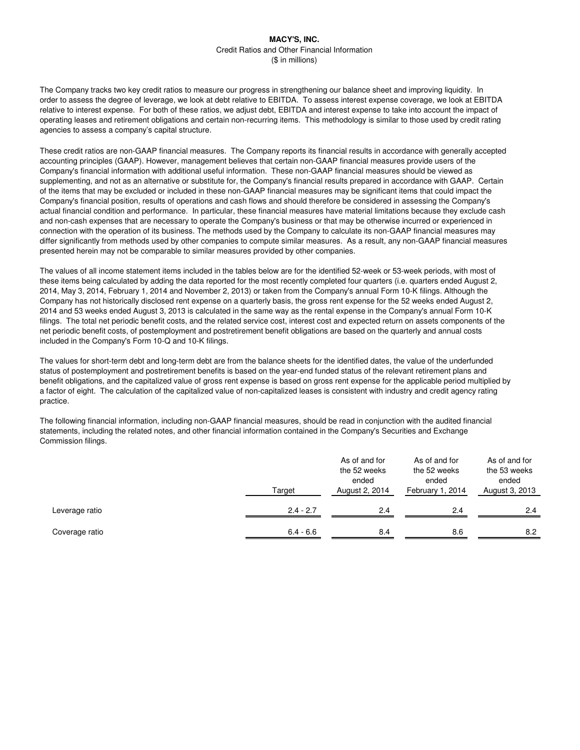**MACY'S, INC.**

Credit Ratios and Other Financial Information

($ in millions)

The Company tracks two key credit ratios to measure our progress in strengthening our balance sheet and improving liquidity. In order to assess the degree of leverage, we look at debt relative to EBITDA. To assess interest expense coverage, we look at EBITDA relative to interest expense. For both of these ratios, we adjust debt, EBITDA and interest expense to take into account the impact of operating leases and retirement obligations and certain non-recurring items. This methodology is similar to those used by credit rating agencies to assess a company's capital structure.

These credit ratios are non-GAAP financial measures. The Company reports its financial results in accordance with generally accepted accounting principles (GAAP). However, management believes that certain non-GAAP financial measures provide users of the Company's financial information with additional useful information. These non-GAAP financial measures should be viewed as supplementing, and not as an alternative or substitute for, the Company's financial results prepared in accordance with GAAP. Certain of the items that may be excluded or included in these non-GAAP financial measures may be significant items that could impact the Company's financial position, results of operations and cash flows and should therefore be considered in assessing the Company's actual financial condition and performance. In particular, these financial measures have material limitations because they exclude cash and non-cash expenses that are necessary to operate the Company's business or that may be otherwise incurred or experienced in connection with the operation of its business. The methods used by the Company to calculate its non-GAAP financial measures may differ significantly from methods used by other companies to compute similar measures. As a result, any non-GAAP financial measures presented herein may not be comparable to similar measures provided by other companies.

The values of all income statement items included in the tables below are for the identified 52-week or 53-week periods, with most of these items being calculated by adding the data reported for the most recently completed four quarters (i.e. quarters ended August 2, 2014, May 3, 2014, February 1, 2014 and November 2, 2013) or taken from the Company's annual Form 10-K filings. Although the Company has not historically disclosed rent expense on a quarterly basis, the gross rent expense for the 52 weeks ended August 2, 2014 and 53 weeks ended August 3, 2013 is calculated in the same way as the rental expense in the Company's annual Form 10-K filings. The total net periodic benefit costs, and the related service cost, interest cost and expected return on assets components of the net periodic benefit costs, of postemployment and postretirement benefit obligations are based on the quarterly and annual costs included in the Company's Form 10-Q and 10-K filings.

The values for short-term debt and long-term debt are from the balance sheets for the identified dates, the value of the underfunded status of postemployment and postretirement benefits is based on the year-end funded status of the relevant retirement plans and benefit obligations, and the capitalized value of gross rent expense is based on gross rent expense for the applicable period multiplied by a factor of eight. The calculation of the capitalized value of non-capitalized leases is consistent with industry and credit agency rating practice.

The following financial information, including non-GAAP financial measures, should be read in conjunction with the audited financial statements, including the related notes, and other financial information contained in the Company's Securities and Exchange Commission filings.

| | Target | As of and for the 52 weeks ended August 2, 2014 | As of and for the 52 weeks ended February 1, 2014 | As of and for the 53 weeks ended August 3, 2013 |
|---|---|---|---|---|
| Leverage ratio | 2.4 - 2.7 | 2.4 | 2.4 | 2.4 |
| Coverage ratio | 6.4 - 6.6 | 8.4 | 8.6 | 8.2 |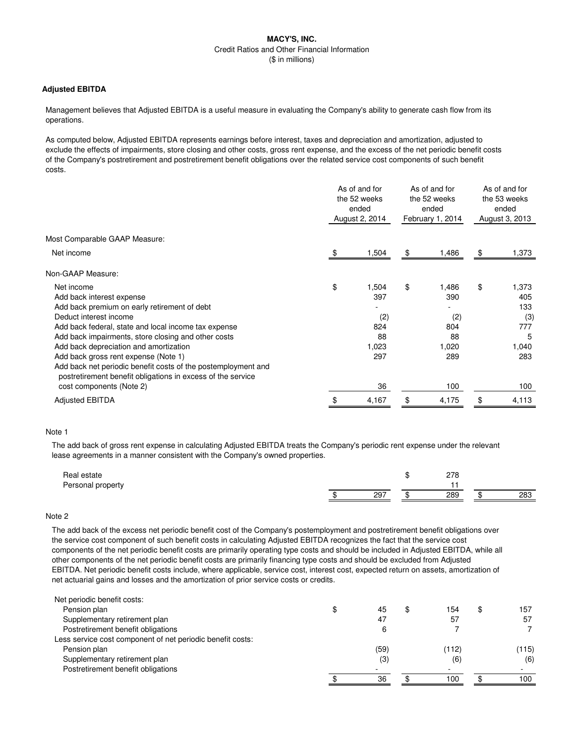**MACY'S, INC.**
Credit Ratios and Other Financial Information
($ in millions)

**Adjusted EBITDA**

Management believes that Adjusted EBITDA is a useful measure in evaluating the Company's ability to generate cash flow from its operations.

As computed below, Adjusted EBITDA represents earnings before interest, taxes and depreciation and amortization, adjusted to exclude the effects of impairments, store closing and other costs, gross rent expense, and the excess of the net periodic benefit costs of the Company's postretirement and postretirement benefit obligations over the related service cost components of such benefit costs.

| | As of and for the 52 weeks ended August 2, 2014 | As of and for the 52 weeks ended February 1, 2014 | As of and for the 53 weeks ended August 3, 2013 |
|---|---|---|---|
| Most Comparable GAAP Measure: | | | |
| Net income | $ 1,504 | $ 1,486 | $ 1,373 |
| Non-GAAP Measure: | | | |
| Net income | $ 1,504 | $ 1,486 | $ 1,373 |
| Add back interest expense | 397 | 390 | 405 |
| Add back premium on early retirement of debt | - | - | 133 |
| Deduct interest income | (2) | (2) | (3) |
| Add back federal, state and local income tax expense | 824 | 804 | 777 |
| Add back impairments, store closing and other costs | 88 | 88 | 5 |
| Add back depreciation and amortization | 1,023 | 1,020 | 1,040 |
| Add back gross rent expense (Note 1) | 297 | 289 | 283 |
| Add back net periodic benefit costs of the postemployment and postretirement benefit obligations in excess of the service cost components (Note 2) | 36 | 100 | 100 |
| Adjusted EBITDA | $ 4,167 | $ 4,175 | $ 4,113 |

Note 1

The add back of gross rent expense in calculating Adjusted EBITDA treats the Company's periodic rent expense under the relevant lease agreements in a manner consistent with the Company's owned properties.

| | | | |
|---|---|---|---|
| Real estate | | $ 278 | |
| Personal property | | 11 | |
| | $ 297 | $ 289 | $ 283 |

Note 2

The add back of the excess net periodic benefit cost of the Company's postemployment and postretirement benefit obligations over the service cost component of such benefit costs in calculating Adjusted EBITDA recognizes the fact that the service cost components of the net periodic benefit costs are primarily operating type costs and should be included in Adjusted EBITDA, while all other components of the net periodic benefit costs are primarily financing type costs and should be excluded from Adjusted EBITDA. Net periodic benefit costs include, where applicable, service cost, interest cost, expected return on assets, amortization of net actuarial gains and losses and the amortization of prior service costs or credits.

| | | | |
|---|---|---|---|
| Net periodic benefit costs: | | | |
| Pension plan | $ 45 | $ 154 | $ 157 |
| Supplementary retirement plan | 47 | 57 | 57 |
| Postretirement benefit obligations | 6 | 7 | 7 |
| Less service cost component of net periodic benefit costs: | | | |
| Pension plan | (59) | (112) | (115) |
| Supplementary retirement plan | (3) | (6) | (6) |
| Postretirement benefit obligations | - | - | - |
| | $ 36 | $ 100 | $ 100 |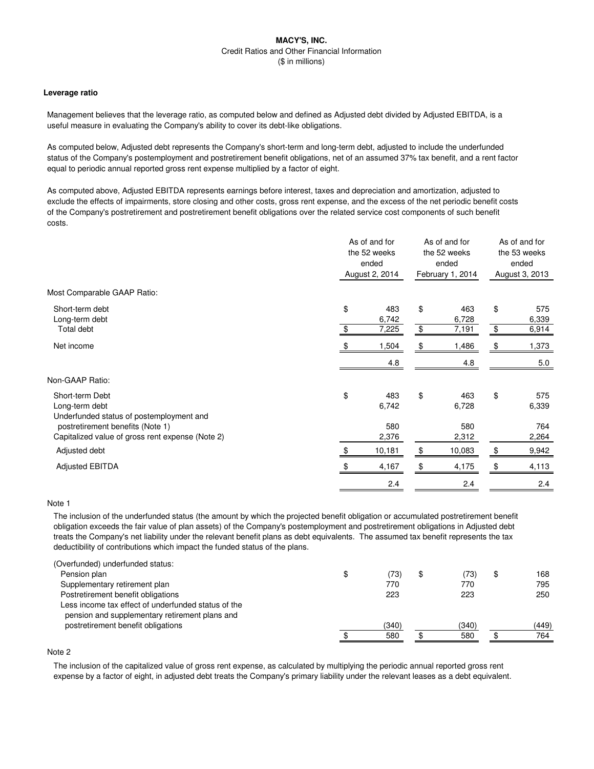# MACY'S, INC.

Credit Ratios and Other Financial Information

($ in millions)

### Leverage ratio

Management believes that the leverage ratio, as computed below and defined as Adjusted debt divided by Adjusted EBITDA, is a useful measure in evaluating the Company's ability to cover its debt-like obligations.

As computed below, Adjusted debt represents the Company's short-term and long-term debt, adjusted to include the underfunded status of the Company's postemployment and postretirement benefit obligations, net of an assumed 37% tax benefit, and a rent factor equal to periodic annual reported gross rent expense multiplied by a factor of eight.

As computed above, Adjusted EBITDA represents earnings before interest, taxes and depreciation and amortization, adjusted to exclude the effects of impairments, store closing and other costs, gross rent expense, and the excess of the net periodic benefit costs of the Company's postretirement and postretirement benefit obligations over the related service cost components of such benefit costs.

| | As of and for the 52 weeks ended August 2, 2014 | As of and for the 52 weeks ended February 1, 2014 | As of and for the 53 weeks ended August 3, 2013 |
|---|---|---|---|
| Most Comparable GAAP Ratio: | | | |
| Short-term debt | $ 483 | $ 463 | $ 575 |
| Long-term debt | 6,742 | 6,728 | 6,339 |
| Total debt | $ 7,225 | $ 7,191 | $ 6,914 |
| Net income | $ 1,504 | $ 1,486 | $ 1,373 |
| | 4.8 | 4.8 | 5.0 |
| Non-GAAP Ratio: | | | |
| Short-term Debt | $ 483 | $ 463 | $ 575 |
| Long-term debt | 6,742 | 6,728 | 6,339 |
| Underfunded status of postemployment and postretirement benefits (Note 1) | 580 | 580 | 764 |
| Capitalized value of gross rent expense (Note 2) | 2,376 | 2,312 | 2,264 |
| Adjusted debt | $ 10,181 | $ 10,083 | $ 9,942 |
| Adjusted EBITDA | $ 4,167 | $ 4,175 | $ 4,113 |
| | 2.4 | 2.4 | 2.4 |

Note 1

The inclusion of the underfunded status (the amount by which the projected benefit obligation or accumulated postretirement benefit obligation exceeds the fair value of plan assets) of the Company's postemployment and postretirement obligations in Adjusted debt treats the Company's net liability under the relevant benefit plans as debt equivalents. The assumed tax benefit represents the tax deductibility of contributions which impact the funded status of the plans.

| | | | |
|---|---|---|---|
| (Overfunded) underfunded status: | | | |
| Pension plan | $ (73) | $ (73) | $ 168 |
| Supplementary retirement plan | 770 | 770 | 795 |
| Postretirement benefit obligations | 223 | 223 | 250 |
| Less income tax effect of underfunded status of the pension and supplementary retirement plans and postretirement benefit obligations | (340) | (340) | (449) |
| | $ 580 | $ 580 | $ 764 |

Note 2

The inclusion of the capitalized value of gross rent expense, as calculated by multiplying the periodic annual reported gross rent expense by a factor of eight, in adjusted debt treats the Company's primary liability under the relevant leases as a debt equivalent.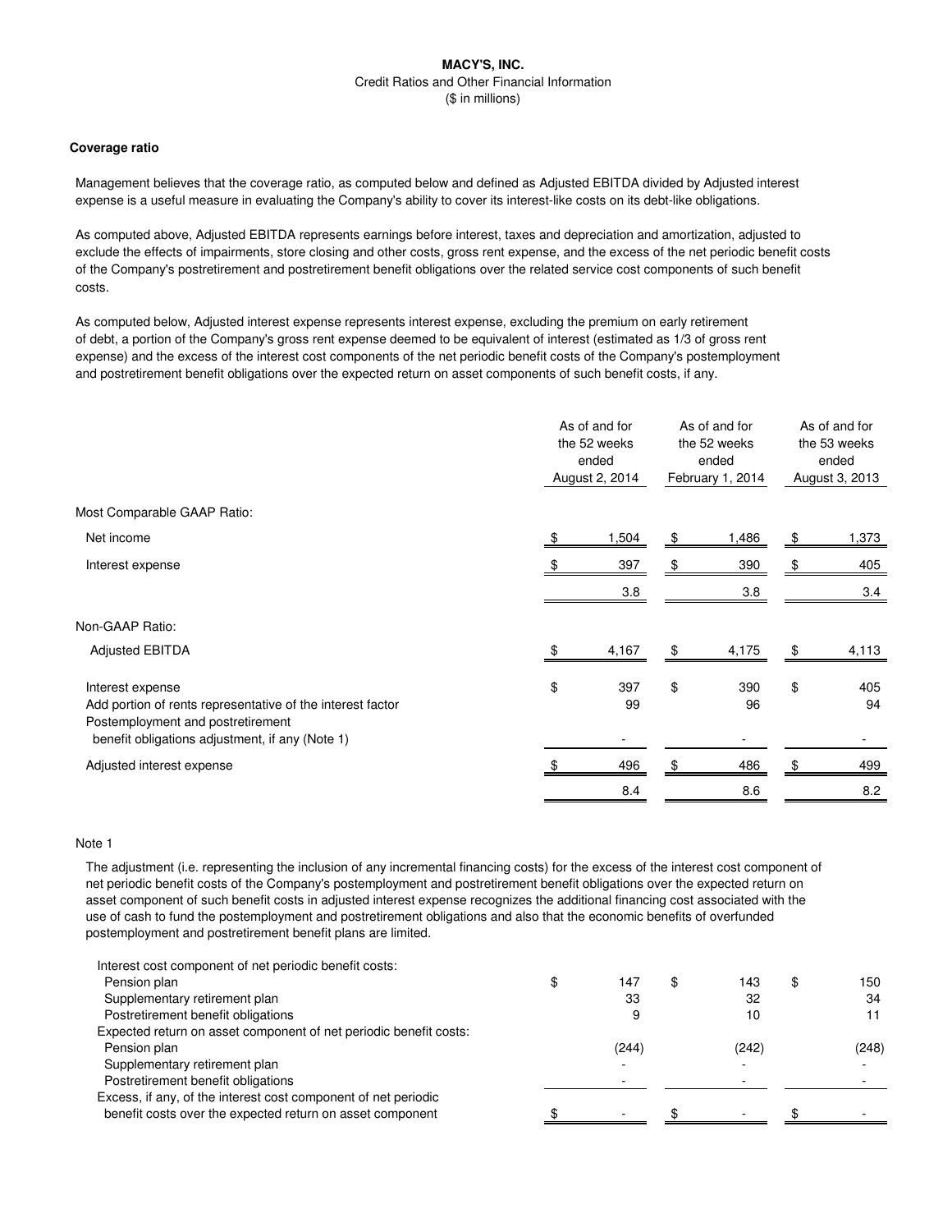**MACY'S, INC.**
Credit Ratios and Other Financial Information
($ in millions)

**Coverage ratio**

Management believes that the coverage ratio, as computed below and defined as Adjusted EBITDA divided by Adjusted interest expense is a useful measure in evaluating the Company's ability to cover its interest-like costs on its debt-like obligations.

As computed above, Adjusted EBITDA represents earnings before interest, taxes and depreciation and amortization, adjusted to exclude the effects of impairments, store closing and other costs, gross rent expense, and the excess of the net periodic benefit costs of the Company's postretirement and postretirement benefit obligations over the related service cost components of such benefit costs.

As computed below, Adjusted interest expense represents interest expense, excluding the premium on early retirement of debt, a portion of the Company's gross rent expense deemed to be equivalent of interest (estimated as 1/3 of gross rent expense) and the excess of the interest cost components of the net periodic benefit costs of the Company's postemployment and postretirement benefit obligations over the expected return on asset components of such benefit costs, if any.

| | As of and for the 52 weeks ended August 2, 2014 | As of and for the 52 weeks ended February 1, 2014 | As of and for the 53 weeks ended August 3, 2013 |
|---|---|---|---|
| Most Comparable GAAP Ratio: | | | |
| Net income | $ 1,504 | $ 1,486 | $ 1,373 |
| Interest expense | $ 397 | $ 390 | $ 405 |
| | 3.8 | 3.8 | 3.4 |
| Non-GAAP Ratio: | | | |
| Adjusted EBITDA | $ 4,167 | $ 4,175 | $ 4,113 |
| Interest expense | $ 397 | $ 390 | $ 405 |
| Add portion of rents representative of the interest factor | 99 | 96 | 94 |
| Postemployment and postretirement benefit obligations adjustment, if any (Note 1) | - | - | - |
| Adjusted interest expense | $ 496 | $ 486 | $ 499 |
| | 8.4 | 8.6 | 8.2 |

Note 1

The adjustment (i.e. representing the inclusion of any incremental financing costs) for the excess of the interest cost component of net periodic benefit costs of the Company's postemployment and postretirement benefit obligations over the expected return on asset component of such benefit costs in adjusted interest expense recognizes the additional financing cost associated with the use of cash to fund the postemployment and postretirement obligations and also that the economic benefits of overfunded postemployment and postretirement benefit plans are limited.

| | | | |
|---|---|---|---|
| Interest cost component of net periodic benefit costs: | | | |
| Pension plan | $ 147 | $ 143 | $ 150 |
| Supplementary retirement plan | 33 | 32 | 34 |
| Postretirement benefit obligations | 9 | 10 | 11 |
| Expected return on asset component of net periodic benefit costs: | | | |
| Pension plan | (244) | (242) | (248) |
| Supplementary retirement plan | - | - | - |
| Postretirement benefit obligations | - | - | - |
| Excess, if any, of the interest cost component of net periodic benefit costs over the expected return on asset component | $ - | $ - | $ - |